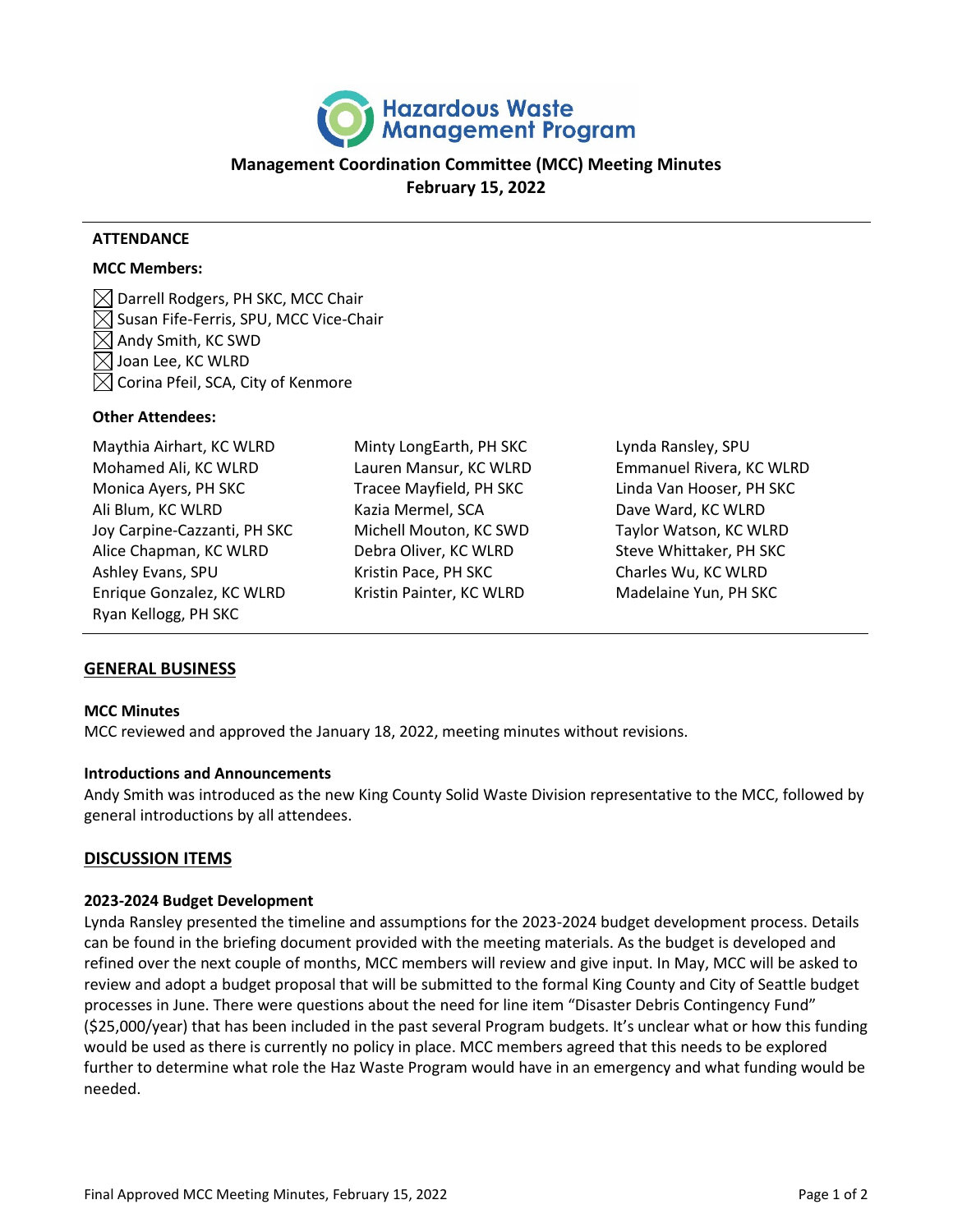# Hazardous Waste Management Program

## Management Coordination Committee (MCC) Meeting Minutes
## February 15, 2022

### ATTENDANCE

**MCC Members:**

- ☒ Darrell Rodgers, PH SKC, MCC Chair
- ☒ Susan Fife-Ferris, SPU, MCC Vice-Chair
- ☒ Andy Smith, KC SWD
- ☒ Joan Lee, KC WLRD
- ☒ Corina Pfeil, SCA, City of Kenmore

**Other Attendees:**

Maythia Airhart, KC WLRD
Mohamed Ali, KC WLRD
Monica Ayers, PH SKC
Ali Blum, KC WLRD
Joy Carpine-Cazzanti, PH SKC
Alice Chapman, KC WLRD
Ashley Evans, SPU
Enrique Gonzalez, KC WLRD
Ryan Kellogg, PH SKC
Minty LongEarth, PH SKC
Lauren Mansur, KC WLRD
Tracee Mayfield, PH SKC
Kazia Mermel, SCA
Michell Mouton, KC SWD
Debra Oliver, KC WLRD
Kristin Pace, PH SKC
Kristin Painter, KC WLRD
Lynda Ransley, SPU
Emmanuel Rivera, KC WLRD
Linda Van Hooser, PH SKC
Dave Ward, KC WLRD
Taylor Watson, KC WLRD
Steve Whittaker, PH SKC
Charles Wu, KC WLRD
Madelaine Yun, PH SKC

## GENERAL BUSINESS

### MCC Minutes

MCC reviewed and approved the January 18, 2022, meeting minutes without revisions.

### Introductions and Announcements

Andy Smith was introduced as the new King County Solid Waste Division representative to the MCC, followed by general introductions by all attendees.

## DISCUSSION ITEMS

### 2023-2024 Budget Development

Lynda Ransley presented the timeline and assumptions for the 2023-2024 budget development process. Details can be found in the briefing document provided with the meeting materials. As the budget is developed and refined over the next couple of months, MCC members will review and give input. In May, MCC will be asked to review and adopt a budget proposal that will be submitted to the formal King County and City of Seattle budget processes in June. There were questions about the need for line item "Disaster Debris Contingency Fund" ($25,000/year) that has been included in the past several Program budgets. It's unclear what or how this funding would be used as there is currently no policy in place. MCC members agreed that this needs to be explored further to determine what role the Haz Waste Program would have in an emergency and what funding would be needed.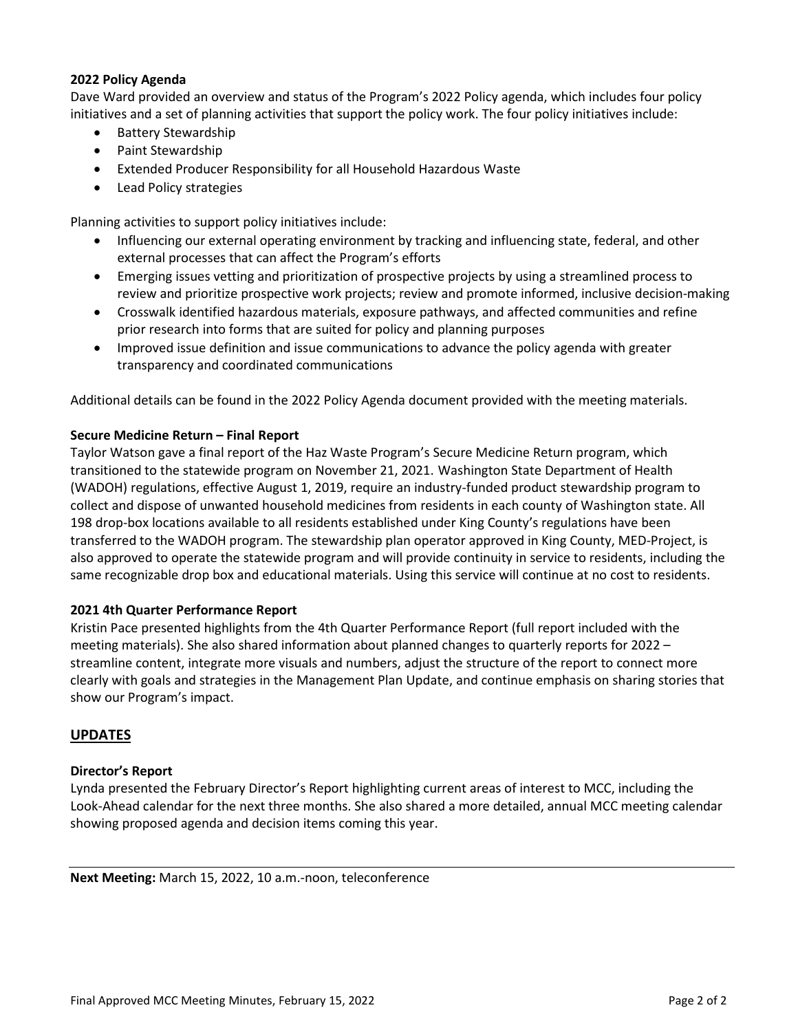### 2022 Policy Agenda

Dave Ward provided an overview and status of the Program's 2022 Policy agenda, which includes four policy initiatives and a set of planning activities that support the policy work. The four policy initiatives include:

- Battery Stewardship
- Paint Stewardship
- Extended Producer Responsibility for all Household Hazardous Waste
- Lead Policy strategies

Planning activities to support policy initiatives include:

- Influencing our external operating environment by tracking and influencing state, federal, and other external processes that can affect the Program's efforts
- Emerging issues vetting and prioritization of prospective projects by using a streamlined process to review and prioritize prospective work projects; review and promote informed, inclusive decision-making
- Crosswalk identified hazardous materials, exposure pathways, and affected communities and refine prior research into forms that are suited for policy and planning purposes
- Improved issue definition and issue communications to advance the policy agenda with greater transparency and coordinated communications

Additional details can be found in the 2022 Policy Agenda document provided with the meeting materials.

### Secure Medicine Return – Final Report

Taylor Watson gave a final report of the Haz Waste Program's Secure Medicine Return program, which transitioned to the statewide program on November 21, 2021. Washington State Department of Health (WADOH) regulations, effective August 1, 2019, require an industry-funded product stewardship program to collect and dispose of unwanted household medicines from residents in each county of Washington state. All 198 drop-box locations available to all residents established under King County's regulations have been transferred to the WADOH program. The stewardship plan operator approved in King County, MED-Project, is also approved to operate the statewide program and will provide continuity in service to residents, including the same recognizable drop box and educational materials. Using this service will continue at no cost to residents.

### 2021 4th Quarter Performance Report

Kristin Pace presented highlights from the 4th Quarter Performance Report (full report included with the meeting materials). She also shared information about planned changes to quarterly reports for 2022 – streamline content, integrate more visuals and numbers, adjust the structure of the report to connect more clearly with goals and strategies in the Management Plan Update, and continue emphasis on sharing stories that show our Program's impact.

## UPDATES

### Director's Report

Lynda presented the February Director's Report highlighting current areas of interest to MCC, including the Look-Ahead calendar for the next three months. She also shared a more detailed, annual MCC meeting calendar showing proposed agenda and decision items coming this year.

---

**Next Meeting:** March 15, 2022, 10 a.m.-noon, teleconference